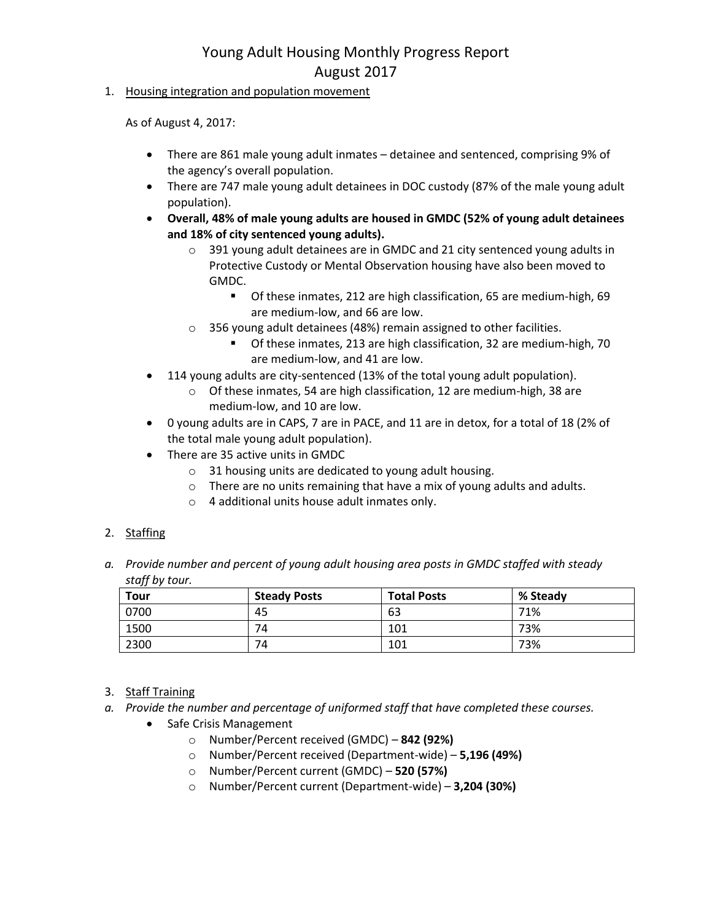# Young Adult Housing Monthly Progress Report
# August 2017

1. <u>Housing integration and population movement</u>

   As of August 4, 2017:

   - There are 861 male young adult inmates – detainee and sentenced, comprising 9% of the agency's overall population.
   - There are 747 male young adult detainees in DOC custody (87% of the male young adult population).
   - **Overall, 48% of male young adults are housed in GMDC (52% of young adult detainees and 18% of city sentenced young adults).**
     - 391 young adult detainees are in GMDC and 21 city sentenced young adults in Protective Custody or Mental Observation housing have also been moved to GMDC.
       - Of these inmates, 212 are high classification, 65 are medium-high, 69 are medium-low, and 66 are low.
     - 356 young adult detainees (48%) remain assigned to other facilities.
       - Of these inmates, 213 are high classification, 32 are medium-high, 70 are medium-low, and 41 are low.
   - 114 young adults are city-sentenced (13% of the total young adult population).
     - Of these inmates, 54 are high classification, 12 are medium-high, 38 are medium-low, and 10 are low.
   - 0 young adults are in CAPS, 7 are in PACE, and 11 are in detox, for a total of 18 (2% of the total male young adult population).
   - There are 35 active units in GMDC
     - 31 housing units are dedicated to young adult housing.
     - There are no units remaining that have a mix of young adults and adults.
     - 4 additional units house adult inmates only.

2. <u>Staffing</u>

*a. Provide number and percent of young adult housing area posts in GMDC staffed with steady staff by tour.*

| Tour | Steady Posts | Total Posts | % Steady |
|---|---|---|---|
| 0700 | 45 | 63 | 71% |
| 1500 | 74 | 101 | 73% |
| 2300 | 74 | 101 | 73% |

3. <u>Staff Training</u>

*a. Provide the number and percentage of uniformed staff that have completed these courses.*

- Safe Crisis Management
  - Number/Percent received (GMDC) – **842 (92%)**
  - Number/Percent received (Department-wide) – **5,196 (49%)**
  - Number/Percent current (GMDC) – **520 (57%)**
  - Number/Percent current (Department-wide) – **3,204 (30%)**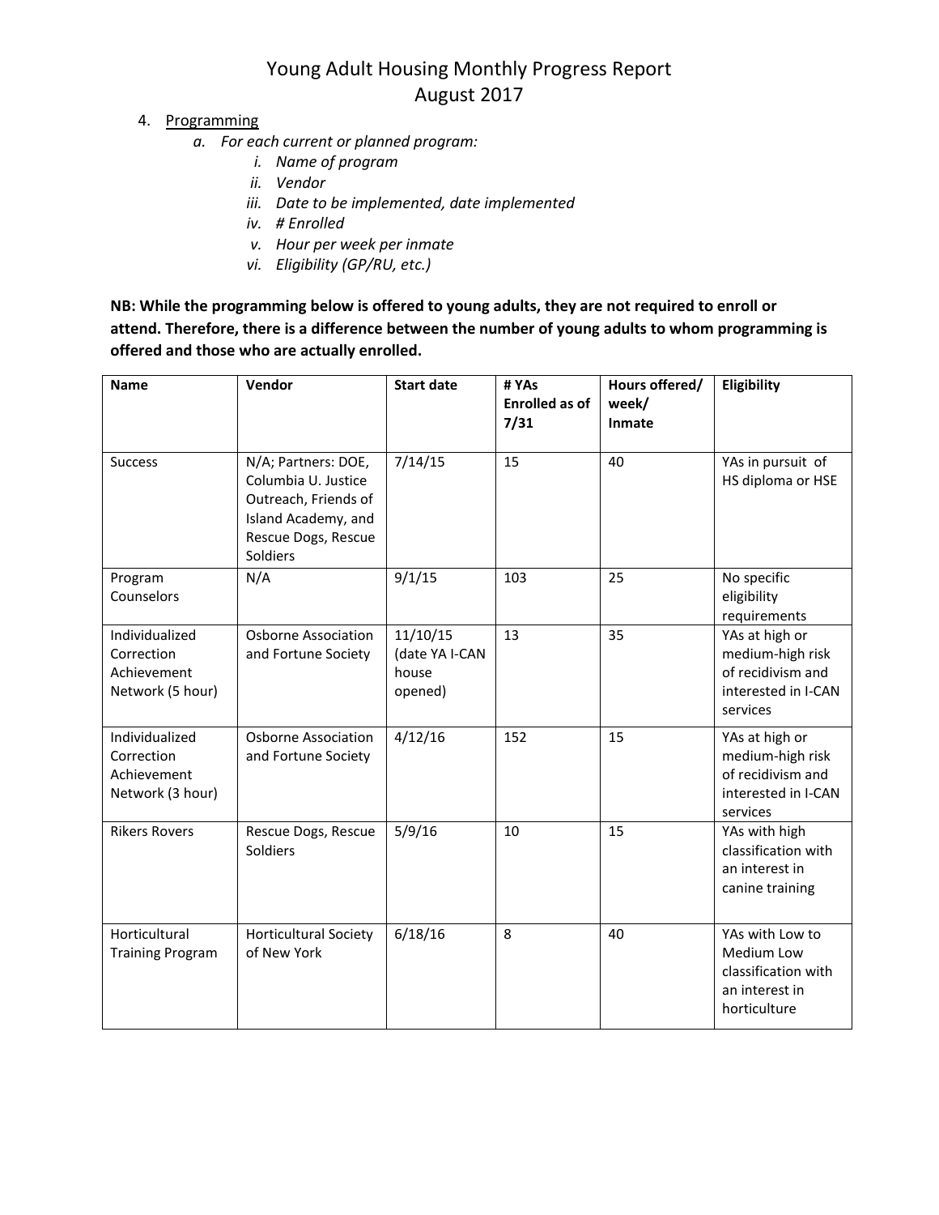# Young Adult Housing Monthly Progress Report
# August 2017

4. Programming
   a. *For each current or planned program:*
      i. *Name of program*
      ii. *Vendor*
      iii. *Date to be implemented, date implemented*
      iv. *# Enrolled*
      v. *Hour per week per inmate*
      vi. *Eligibility (GP/RU, etc.)*

**NB: While the programming below is offered to young adults, they are not required to enroll or attend. Therefore, there is a difference between the number of young adults to whom programming is offered and those who are actually enrolled.**

| Name | Vendor | Start date | # YAs Enrolled as of 7/31 | Hours offered/ week/ Inmate | Eligibility |
|---|---|---|---|---|---|
| Success | N/A; Partners: DOE, Columbia U. Justice Outreach, Friends of Island Academy, and Rescue Dogs, Rescue Soldiers | 7/14/15 | 15 | 40 | YAs in pursuit of HS diploma or HSE |
| Program Counselors | N/A | 9/1/15 | 103 | 25 | No specific eligibility requirements |
| Individualized Correction Achievement Network (5 hour) | Osborne Association and Fortune Society | 11/10/15 (date YA I-CAN house opened) | 13 | 35 | YAs at high or medium-high risk of recidivism and interested in I-CAN services |
| Individualized Correction Achievement Network (3 hour) | Osborne Association and Fortune Society | 4/12/16 | 152 | 15 | YAs at high or medium-high risk of recidivism and interested in I-CAN services |
| Rikers Rovers | Rescue Dogs, Rescue Soldiers | 5/9/16 | 10 | 15 | YAs with high classification with an interest in canine training |
| Horticultural Training Program | Horticultural Society of New York | 6/18/16 | 8 | 40 | YAs with Low to Medium Low classification with an interest in horticulture |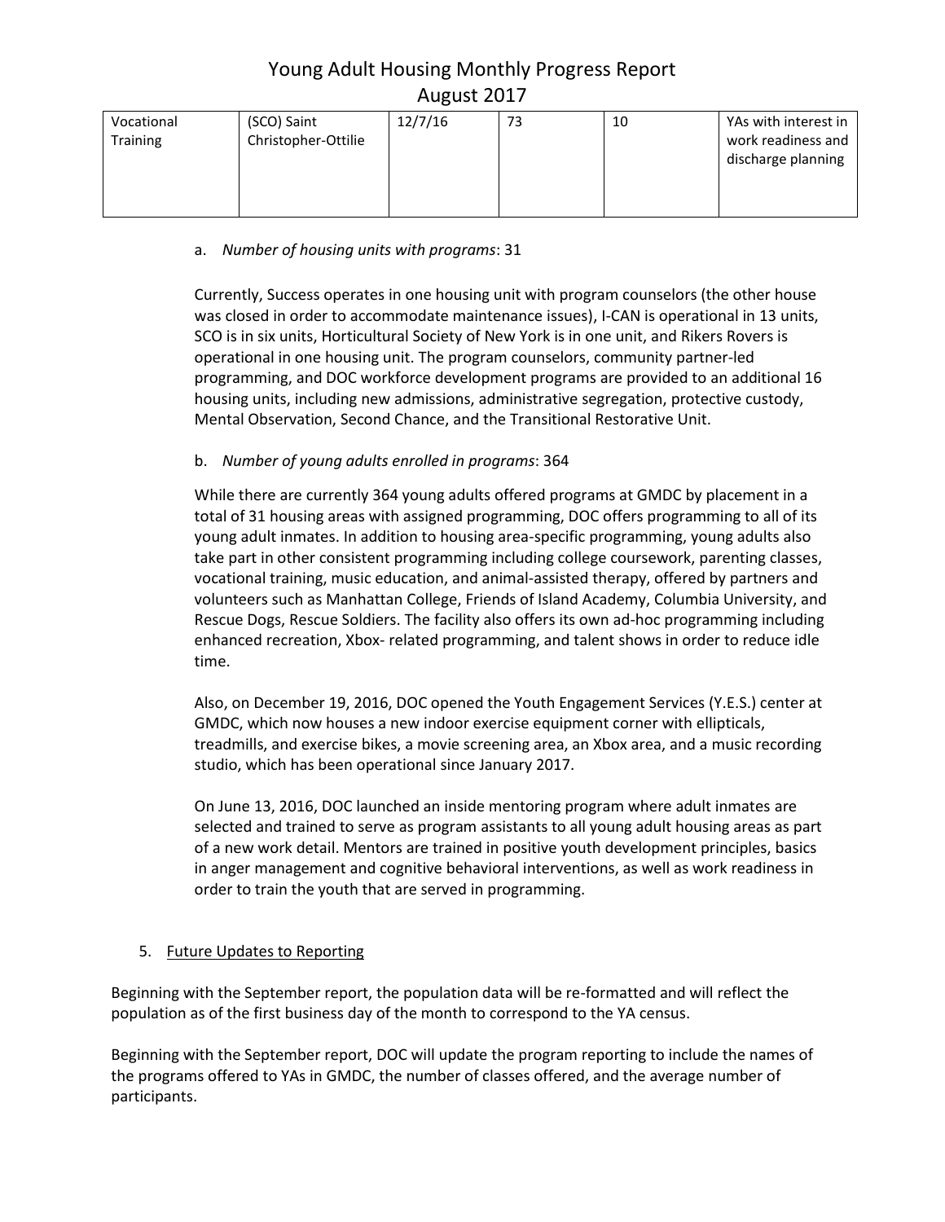| Vocational Training | (SCO) Saint Christopher-Ottilie | 12/7/16 | 73 | 10 | YAs with interest in work readiness and discharge planning |
|---|---|---|---|---|---|

a. *Number of housing units with programs*: 31

Currently, Success operates in one housing unit with program counselors (the other house was closed in order to accommodate maintenance issues), I-CAN is operational in 13 units, SCO is in six units, Horticultural Society of New York is in one unit, and Rikers Rovers is operational in one housing unit. The program counselors, community partner-led programming, and DOC workforce development programs are provided to an additional 16 housing units, including new admissions, administrative segregation, protective custody, Mental Observation, Second Chance, and the Transitional Restorative Unit.

b. *Number of young adults enrolled in programs*: 364

While there are currently 364 young adults offered programs at GMDC by placement in a total of 31 housing areas with assigned programming, DOC offers programming to all of its young adult inmates. In addition to housing area-specific programming, young adults also take part in other consistent programming including college coursework, parenting classes, vocational training, music education, and animal-assisted therapy, offered by partners and volunteers such as Manhattan College, Friends of Island Academy, Columbia University, and Rescue Dogs, Rescue Soldiers. The facility also offers its own ad-hoc programming including enhanced recreation, Xbox- related programming, and talent shows in order to reduce idle time.

Also, on December 19, 2016, DOC opened the Youth Engagement Services (Y.E.S.) center at GMDC, which now houses a new indoor exercise equipment corner with ellipticals, treadmills, and exercise bikes, a movie screening area, an Xbox area, and a music recording studio, which has been operational since January 2017.

On June 13, 2016, DOC launched an inside mentoring program where adult inmates are selected and trained to serve as program assistants to all young adult housing areas as part of a new work detail. Mentors are trained in positive youth development principles, basics in anger management and cognitive behavioral interventions, as well as work readiness in order to train the youth that are served in programming.

5. Future Updates to Reporting

Beginning with the September report, the population data will be re-formatted and will reflect the population as of the first business day of the month to correspond to the YA census.

Beginning with the September report, DOC will update the program reporting to include the names of the programs offered to YAs in GMDC, the number of classes offered, and the average number of participants.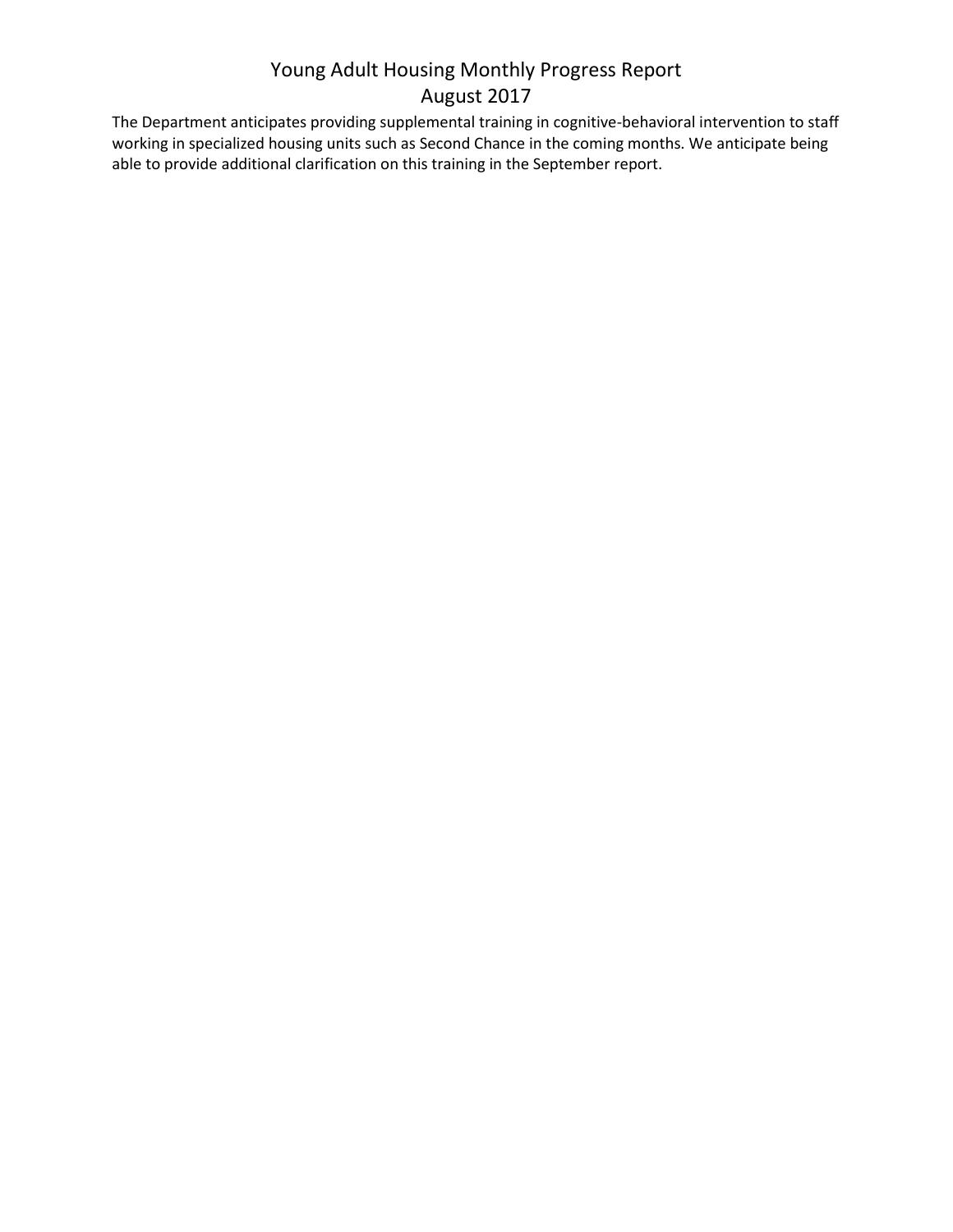# Young Adult Housing Monthly Progress Report
## August 2017

The Department anticipates providing supplemental training in cognitive-behavioral intervention to staff working in specialized housing units such as Second Chance in the coming months. We anticipate being able to provide additional clarification on this training in the September report.